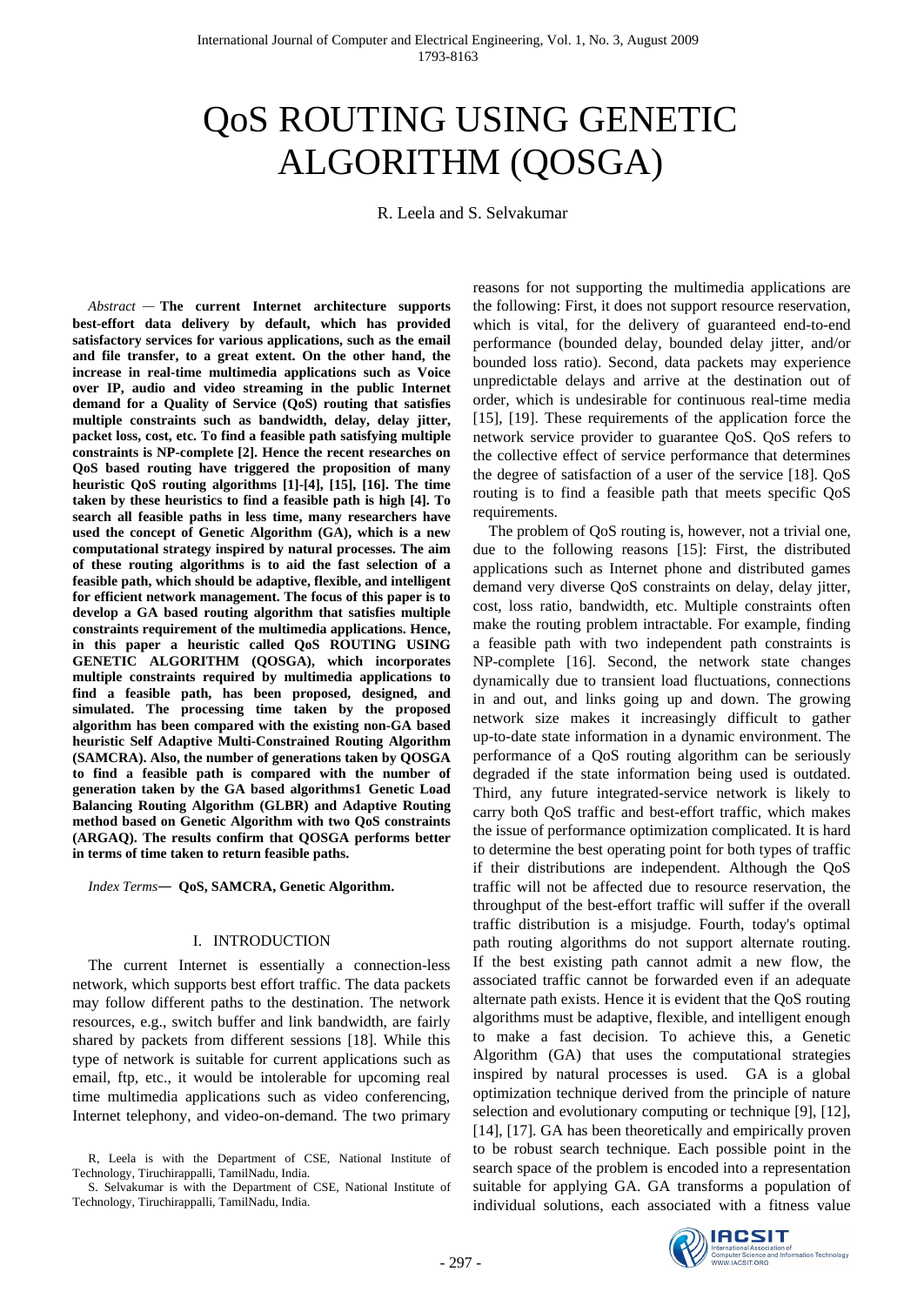# QoS ROUTING USING GENETIC ALGORITHM (QOSGA)

R. Leela and S. Selvakumar

*Abstract* — **The current Internet architecture supports best-effort data delivery by default, which has provided satisfactory services for various applications, such as the email and file transfer, to a great extent. On the other hand, the increase in real-time multimedia applications such as Voice over IP, audio and video streaming in the public Internet demand for a Quality of Service (QoS) routing that satisfies multiple constraints such as bandwidth, delay, delay jitter, packet loss, cost, etc. To find a feasible path satisfying multiple constraints is NP-complete [2]. Hence the recent researches on QoS based routing have triggered the proposition of many heuristic QoS routing algorithms [1]-[4], [15], [16]. The time taken by these heuristics to find a feasible path is high [4]. To search all feasible paths in less time, many researchers have used the concept of Genetic Algorithm (GA), which is a new computational strategy inspired by natural processes. The aim of these routing algorithms is to aid the fast selection of a feasible path, which should be adaptive, flexible, and intelligent for efficient network management. The focus of this paper is to develop a GA based routing algorithm that satisfies multiple constraints requirement of the multimedia applications. Hence, in this paper a heuristic called QoS ROUTING USING GENETIC ALGORITHM (QOSGA), which incorporates multiple constraints required by multimedia applications to find a feasible path, has been proposed, designed, and simulated. The processing time taken by the proposed algorithm has been compared with the existing non-GA based heuristic Self Adaptive Multi-Constrained Routing Algorithm (SAMCRA). Also, the number of generations taken by QOSGA to find a feasible path is compared with the number of generation taken by the GA based algorithms1 Genetic Load Balancing Routing Algorithm (GLBR) and Adaptive Routing method based on Genetic Algorithm with two QoS constraints (ARGAQ). The results confirm that QOSGA performs better in terms of time taken to return feasible paths.**

*Index Terms*— **QoS, SAMCRA, Genetic Algorithm.**

## I. INTRODUCTION

The current Internet is essentially a connection-less network, which supports best effort traffic. The data packets may follow different paths to the destination. The network resources, e.g., switch buffer and link bandwidth, are fairly shared by packets from different sessions [18]. While this type of network is suitable for current applications such as email, ftp, etc., it would be intolerable for upcoming real time multimedia applications such as video conferencing, Internet telephony, and video-on-demand. The two primary reasons for not supporting the multimedia applications are the following: First, it does not support resource reservation, which is vital, for the delivery of guaranteed end-to-end performance (bounded delay, bounded delay jitter, and/or bounded loss ratio). Second, data packets may experience unpredictable delays and arrive at the destination out of order, which is undesirable for continuous real-time media [15], [19]. These requirements of the application force the network service provider to guarantee QoS. QoS refers to the collective effect of service performance that determines the degree of satisfaction of a user of the service [18]. QoS routing is to find a feasible path that meets specific QoS requirements.

The problem of QoS routing is, however, not a trivial one, due to the following reasons [15]: First, the distributed applications such as Internet phone and distributed games demand very diverse QoS constraints on delay, delay jitter, cost, loss ratio, bandwidth, etc. Multiple constraints often make the routing problem intractable. For example, finding a feasible path with two independent path constraints is NP-complete [16]. Second, the network state changes dynamically due to transient load fluctuations, connections in and out, and links going up and down. The growing network size makes it increasingly difficult to gather up-to-date state information in a dynamic environment. The performance of a QoS routing algorithm can be seriously degraded if the state information being used is outdated. Third, any future integrated-service network is likely to carry both QoS traffic and best-effort traffic, which makes the issue of performance optimization complicated. It is hard to determine the best operating point for both types of traffic if their distributions are independent. Although the QoS traffic will not be affected due to resource reservation, the throughput of the best-effort traffic will suffer if the overall traffic distribution is a misjudge. Fourth, today's optimal path routing algorithms do not support alternate routing. If the best existing path cannot admit a new flow, the associated traffic cannot be forwarded even if an adequate alternate path exists. Hence it is evident that the QoS routing algorithms must be adaptive, flexible, and intelligent enough to make a fast decision. To achieve this, a Genetic Algorithm (GA) that uses the computational strategies inspired by natural processes is used. GA is a global optimization technique derived from the principle of nature selection and evolutionary computing or technique [9], [12], [14], [17]. GA has been theoretically and empirically proven to be robust search technique. Each possible point in the search space of the problem is encoded into a representation suitable for applying GA. GA transforms a population of individual solutions, each associated with a fitness value

R, Leela is with the Department of CSE, National Institute of Technology, Tiruchirappalli, TamilNadu, India.

S. Selvakumar is with the Department of CSE, National Institute of Technology, Tiruchirappalli, TamilNadu, India.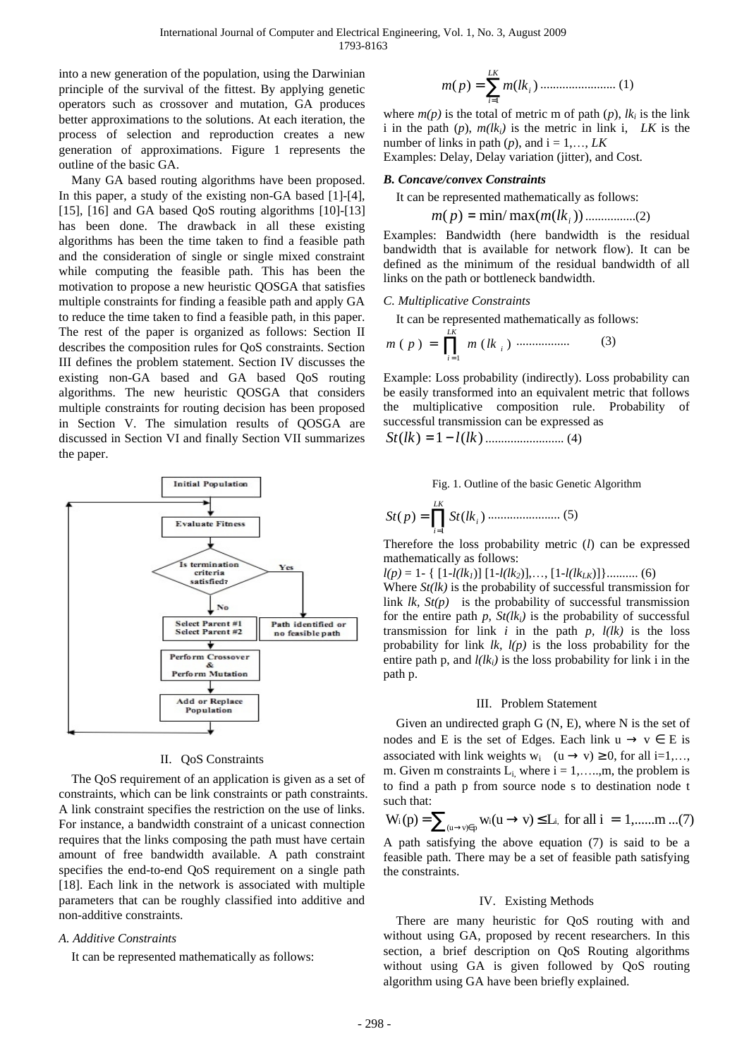into a new generation of the population, using the Darwinian principle of the survival of the fittest. By applying genetic operators such as crossover and mutation, GA produces better approximations to the solutions. At each iteration, the process of selection and reproduction creates a new generation of approximations. Figure 1 represents the outline of the basic GA.

Many GA based routing algorithms have been proposed. In this paper, a study of the existing non-GA based [1]-[4], [15], [16] and GA based QoS routing algorithms [10]-[13] has been done. The drawback in all these existing algorithms has been the time taken to find a feasible path and the consideration of single or single mixed constraint while computing the feasible path. This has been the motivation to propose a new heuristic QOSGA that satisfies multiple constraints for finding a feasible path and apply GA to reduce the time taken to find a feasible path, in this paper. The rest of the paper is organized as follows: Section II describes the composition rules for QoS constraints. Section III defines the problem statement. Section IV discusses the existing non-GA based and GA based QoS routing algorithms. The new heuristic QOSGA that considers multiple constraints for routing decision has been proposed in Section V. The simulation results of QOSGA are discussed in Section VI and finally Section VII summarizes the paper.

Fig. 1. Outline of the basic Genetic Algorithm

## II. QoS Constraints

The QoS requirement of an application is given as a set of constraints, which can be link constraints or path constraints. A link constraint specifies the restriction on the use of links. For instance, a bandwidth constraint of a unicast connection requires that the links composing the path must have certain amount of free bandwidth available. A path constraint specifies the end-to-end QoS requirement on a single path [18]. Each link in the network is associated with multiple parameters that can be roughly classified into additive and non-additive constraints.

### *A. Additive Constraints*

It can be represented mathematically as follows:

$$m(p) = \sum_{i=1}^{LK} m(lk_i) \quad \text{........................ (1)}$$

where $m(p)$ is the total of metric m of path ($p$), $lk_i$ is the link i in the path ($p$), $m(lk_i)$ is the metric in link i, $LK$ is the number of links in path ($p$), and i = 1,…, $LK$

Examples: Delay, Delay variation (jitter), and Cost.

### ***B. Concave/convex Constraints***

It can be represented mathematically as follows:

$$m(p) = \min/\max(m(lk_i)) \quad \text{................(2)}$$

Examples: Bandwidth (here bandwidth is the residual bandwidth that is available for network flow). It can be defined as the minimum of the residual bandwidth of all links on the path or bottleneck bandwidth.

### *C. Multiplicative Constraints*

It can be represented mathematically as follows:

$$m(p) = \prod_{i=1}^{LK} m(lk_i) \quad \text{................. (3)}$$

Example: Loss probability (indirectly). Loss probability can be easily transformed into an equivalent metric that follows the multiplicative composition rule. Probability of successful transmission can be expressed as

$$St(lk) = 1 - l(lk) \quad \text{......................... (4)}$$

$$St(p) = \prod_{i=1}^{LK} St(lk_i) \quad \text{....................... (5)}$$

Therefore the loss probability metric ($l$) can be expressed mathematically as follows:

$$l(p) = 1 - \{ [1-l(lk_1)]\,[1-l(lk_2)],\ldots,[1-l(lk_{LK})]\} \quad \text{.......... (6)}$$

Where $St(lk)$ is the probability of successful transmission for link $lk$, $St(p)$ is the probability of successful transmission for the entire path $p$, $St(lk_i)$ is the probability of successful transmission for link $i$ in the path $p$, $l(lk)$ is the loss probability for link $lk$, $l(p)$ is the loss probability for the entire path p, and $l(lk_i)$ is the loss probability for link i in the path p.

## III. Problem Statement

Given an undirected graph G (N, E), where N is the set of nodes and E is the set of Edges. Each link $u \to v \in E$ is associated with link weights $w_i \ (u \to v) \geq 0$, for all i=1,…, m. Given m constraints $L_i$, where i = 1,…..,m, the problem is to find a path p from source node s to destination node t such that:

$$W_i(p) = \sum_{(u \to v) \in p} w_i(u \to v) \leq L_i \ \text{ for all } i = 1,\ldots\ldots m \quad \text{...(7)}$$

A path satisfying the above equation (7) is said to be a feasible path. There may be a set of feasible path satisfying the constraints.

## IV. Existing Methods

There are many heuristic for QoS routing with and without using GA, proposed by recent researchers. In this section, a brief description on QoS Routing algorithms without using GA is given followed by QoS routing algorithm using GA have been briefly explained.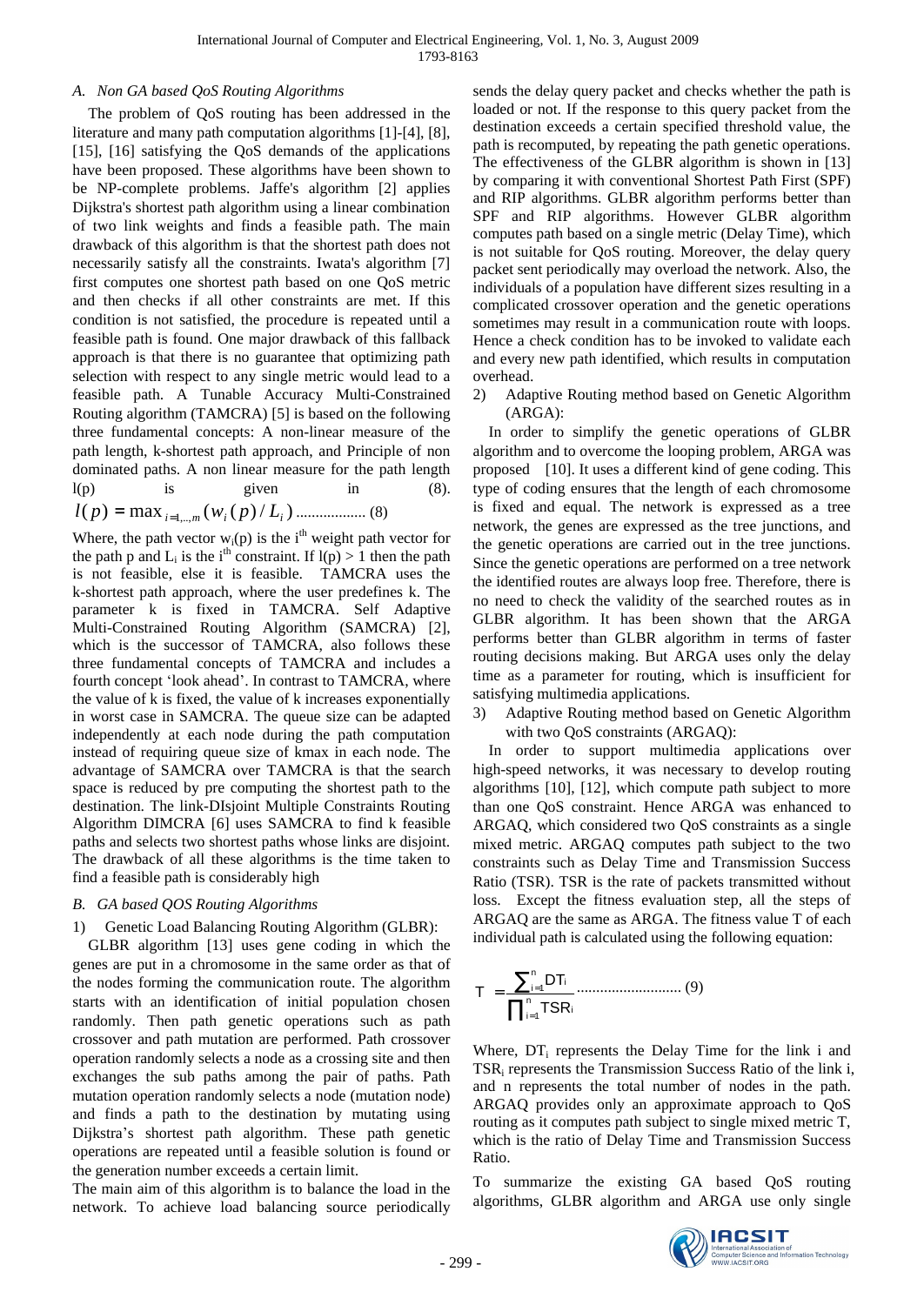### *A. Non GA based QoS Routing Algorithms*

The problem of QoS routing has been addressed in the literature and many path computation algorithms [1]-[4], [8], [15], [16] satisfying the QoS demands of the applications have been proposed. These algorithms have been shown to be NP-complete problems. Jaffe's algorithm [2] applies Dijkstra's shortest path algorithm using a linear combination of two link weights and finds a feasible path. The main drawback of this algorithm is that the shortest path does not necessarily satisfy all the constraints. Iwata's algorithm [7] first computes one shortest path based on one QoS metric and then checks if all other constraints are met. If this condition is not satisfied, the procedure is repeated until a feasible path is found. One major drawback of this fallback approach is that there is no guarantee that optimizing path selection with respect to any single metric would lead to a feasible path. A Tunable Accuracy Multi-Constrained Routing algorithm (TAMCRA) [5] is based on the following three fundamental concepts: A non-linear measure of the path length, k-shortest path approach, and Principle of non dominated paths. A non linear measure for the path length l(p) is given in (8).

$$l(p) = \max_{i=1,..,m} (w_i(p)/L_i) \quad (8)$$

Where, the path vector $w_i(p)$ is the $i^{th}$ weight path vector for the path p and $L_i$ is the $i^{th}$ constraint. If $l(p) > 1$ then the path is not feasible, else it is feasible. TAMCRA uses the k-shortest path approach, where the user predefines k. The parameter k is fixed in TAMCRA. Self Adaptive Multi-Constrained Routing Algorithm (SAMCRA) [2], which is the successor of TAMCRA, also follows these three fundamental concepts of TAMCRA and includes a fourth concept 'look ahead'. In contrast to TAMCRA, where the value of k is fixed, the value of k increases exponentially in worst case in SAMCRA. The queue size can be adapted independently at each node during the path computation instead of requiring queue size of kmax in each node. The advantage of SAMCRA over TAMCRA is that the search space is reduced by pre computing the shortest path to the destination. The link-DIsjoint Multiple Constraints Routing Algorithm DIMCRA [6] uses SAMCRA to find k feasible paths and selects two shortest paths whose links are disjoint. The drawback of all these algorithms is the time taken to find a feasible path is considerably high

### *B. GA based QOS Routing Algorithms*

1) Genetic Load Balancing Routing Algorithm (GLBR):

GLBR algorithm [13] uses gene coding in which the genes are put in a chromosome in the same order as that of the nodes forming the communication route. The algorithm starts with an identification of initial population chosen randomly. Then path genetic operations such as path crossover and path mutation are performed. Path crossover operation randomly selects a node as a crossing site and then exchanges the sub paths among the pair of paths. Path mutation operation randomly selects a node (mutation node) and finds a path to the destination by mutating using Dijkstra's shortest path algorithm. These path genetic operations are repeated until a feasible solution is found or the generation number exceeds a certain limit.

The main aim of this algorithm is to balance the load in the network. To achieve load balancing source periodically sends the delay query packet and checks whether the path is loaded or not. If the response to this query packet from the destination exceeds a certain specified threshold value, the path is recomputed, by repeating the path genetic operations. The effectiveness of the GLBR algorithm is shown in [13] by comparing it with conventional Shortest Path First (SPF) and RIP algorithms. GLBR algorithm performs better than SPF and RIP algorithms. However GLBR algorithm computes path based on a single metric (Delay Time), which is not suitable for QoS routing. Moreover, the delay query packet sent periodically may overload the network. Also, the individuals of a population have different sizes resulting in a complicated crossover operation and the genetic operations sometimes may result in a communication route with loops. Hence a check condition has to be invoked to validate each and every new path identified, which results in computation overhead.

2) Adaptive Routing method based on Genetic Algorithm (ARGA):

In order to simplify the genetic operations of GLBR algorithm and to overcome the looping problem, ARGA was proposed [10]. It uses a different kind of gene coding. This type of coding ensures that the length of each chromosome is fixed and equal. The network is expressed as a tree network, the genes are expressed as the tree junctions, and the genetic operations are carried out in the tree junctions. Since the genetic operations are performed on a tree network the identified routes are always loop free. Therefore, there is no need to check the validity of the searched routes as in GLBR algorithm. It has been shown that the ARGA performs better than GLBR algorithm in terms of faster routing decisions making. But ARGA uses only the delay time as a parameter for routing, which is insufficient for satisfying multimedia applications.

3) Adaptive Routing method based on Genetic Algorithm with two QoS constraints (ARGAQ):

In order to support multimedia applications over high-speed networks, it was necessary to develop routing algorithms [10], [12], which compute path subject to more than one QoS constraint. Hence ARGA was enhanced to ARGAQ, which considered two QoS constraints as a single mixed metric. ARGAQ computes path subject to the two constraints such as Delay Time and Transmission Success Ratio (TSR). TSR is the rate of packets transmitted without loss. Except the fitness evaluation step, all the steps of ARGAQ are the same as ARGA. The fitness value T of each individual path is calculated using the following equation:

$$T = \frac{\sum_{i=1}^{n} DT_i}{\prod_{i=1}^{n} TSR_i} \quad (9)$$

Where, $DT_i$ represents the Delay Time for the link i and $TSR_i$ represents the Transmission Success Ratio of the link i, and n represents the total number of nodes in the path. ARGAQ provides only an approximate approach to QoS routing as it computes path subject to single mixed metric T, which is the ratio of Delay Time and Transmission Success Ratio.

To summarize the existing GA based QoS routing algorithms, GLBR algorithm and ARGA use only single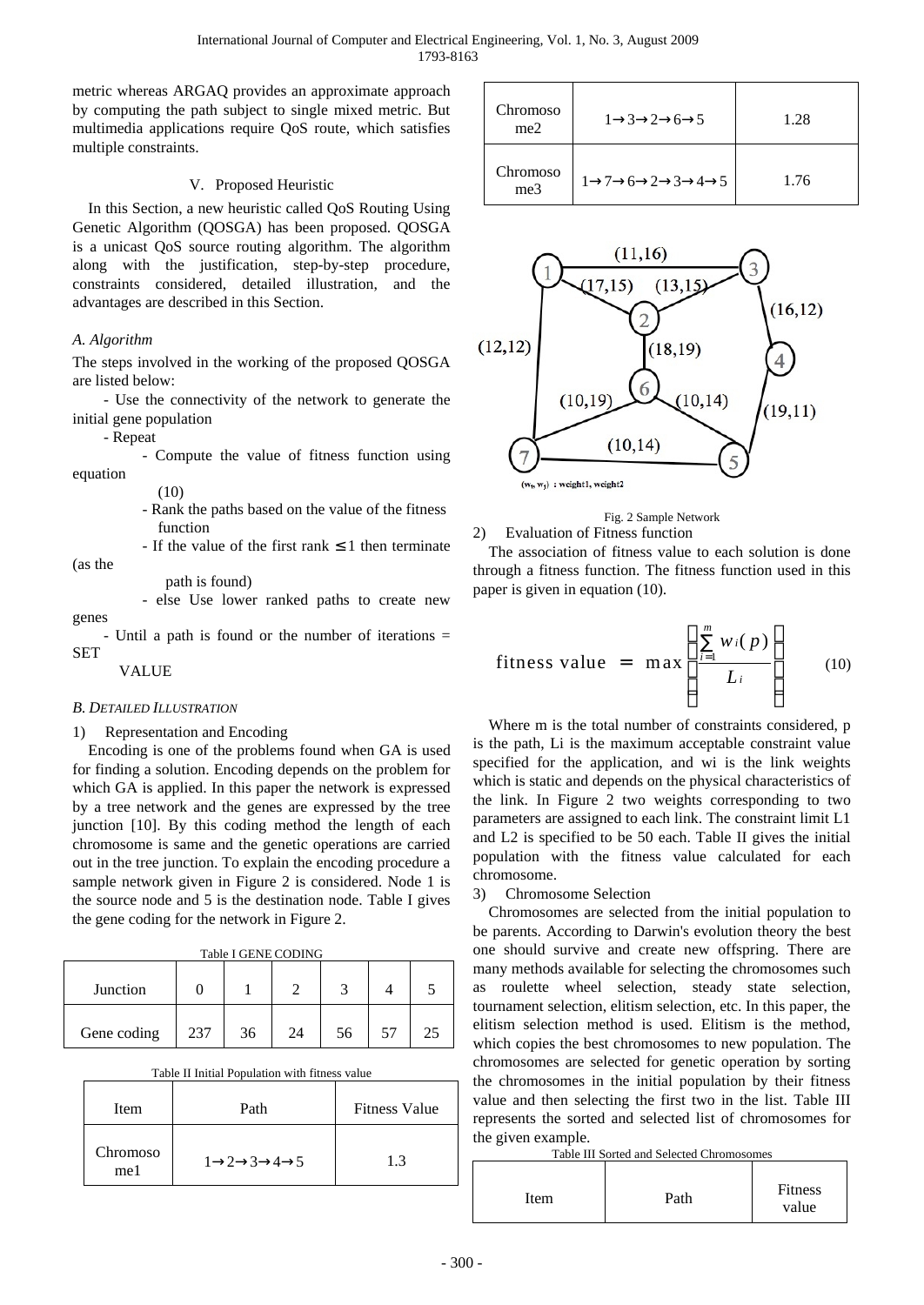metric whereas ARGAQ provides an approximate approach by computing the path subject to single mixed metric. But multimedia applications require QoS route, which satisfies multiple constraints.

## V. Proposed Heuristic

In this Section, a new heuristic called QoS Routing Using Genetic Algorithm (QOSGA) has been proposed. QOSGA is a unicast QoS source routing algorithm. The algorithm along with the justification, step-by-step procedure, constraints considered, detailed illustration, and the advantages are described in this Section.

### *A. Algorithm*

The steps involved in the working of the proposed QOSGA are listed below:

- Use the connectivity of the network to generate the initial gene population
- Repeat
  - Compute the value of fitness function using equation (10)
  - Rank the paths based on the value of the fitness function
  - If the value of the first rank ≤ 1 then terminate (as the path is found)
  - else Use lower ranked paths to create new genes
- Until a path is found or the number of iterations = SET VALUE

### *B. Detailed Illustration*

1) Representation and Encoding

Encoding is one of the problems found when GA is used for finding a solution. Encoding depends on the problem for which GA is applied. In this paper the network is expressed by a tree network and the genes are expressed by the tree junction [10]. By this coding method the length of each chromosome is same and the genetic operations are carried out in the tree junction. To explain the encoding procedure a sample network given in Figure 2 is considered. Node 1 is the source node and 5 is the destination node. Table I gives the gene coding for the network in Figure 2.

Table I GENE CODING

| Junction | 0 | 1 | 2 | 3 | 4 | 5 |
|---|---|---|---|---|---|---|
| Gene coding | 237 | 36 | 24 | 56 | 57 | 25 |

Table II Initial Population with fitness value

| Item | Path | Fitness Value |
|---|---|---|
| Chromosome1 | 1→2→3→4→5 | 1.3 |
| Chromosome2 | 1→3→2→6→5 | 1.28 |
| Chromosome3 | 1→7→6→2→3→4→5 | 1.76 |

Fig. 2 Sample Network

2) Evaluation of Fitness function

The association of fitness value to each solution is done through a fitness function. The fitness function used in this paper is given in equation (10).

$$\text{fitness value} = \max\left(\frac{\sum_{i=1}^{m} w_i(p)}{L_i}\right) \quad (10)$$

Where m is the total number of constraints considered, p is the path, Li is the maximum acceptable constraint value specified for the application, and wi is the link weights which is static and depends on the physical characteristics of the link. In Figure 2 two weights corresponding to two parameters are assigned to each link. The constraint limit L1 and L2 is specified to be 50 each. Table II gives the initial population with the fitness value calculated for each chromosome.

3) Chromosome Selection

Chromosomes are selected from the initial population to be parents. According to Darwin's evolution theory the best one should survive and create new offspring. There are many methods available for selecting the chromosomes such as roulette wheel selection, steady state selection, tournament selection, elitism selection, etc. In this paper, the elitism selection method is used. Elitism is the method, which copies the best chromosomes to new population. The chromosomes are selected for genetic operation by sorting the chromosomes in the initial population by their fitness value and then selecting the first two in the list. Table III represents the sorted and selected list of chromosomes for the given example.

Table III Sorted and Selected Chromosomes

| Item | Path | Fitness value |
|---|---|---|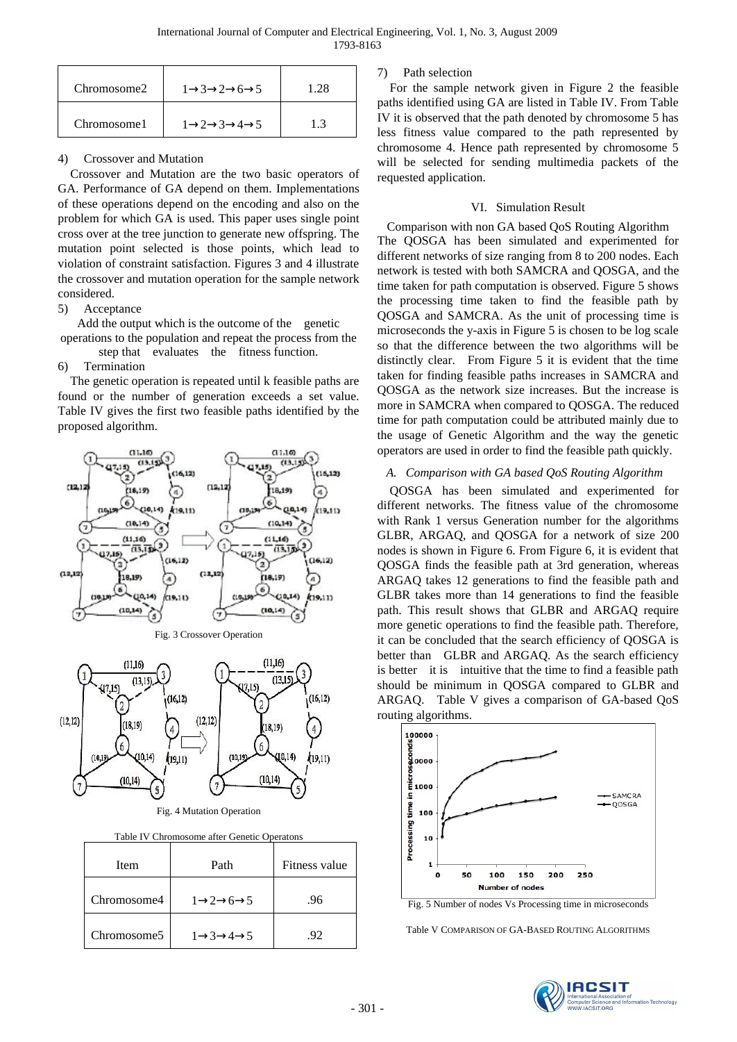| Chromosome2 | 1→3→2→6→5 | 1.28 |
|---|---|---|
| Chromosome1 | 1→2→3→4→5 | 1.3 |

4) Crossover and Mutation

Crossover and Mutation are the two basic operators of GA. Performance of GA depend on them. Implementations of these operations depend on the encoding and also on the problem for which GA is used. This paper uses single point cross over at the tree junction to generate new offspring. The mutation point selected is those points, which lead to violation of constraint satisfaction. Figures 3 and 4 illustrate the crossover and mutation operation for the sample network considered.

5) Acceptance

Add the output which is the outcome of the genetic operations to the population and repeat the process from the step that evaluates the fitness function.

6) Termination

The genetic operation is repeated until k feasible paths are found or the number of generation exceeds a set value. Table IV gives the first two feasible paths identified by the proposed algorithm.

Fig. 3 Crossover Operation

Fig. 4 Mutation Operation

Table IV Chromosome after Genetic Operatons

| Item | Path | Fitness value |
|---|---|---|
| Chromosome4 | 1→2→6→5 | .96 |
| Chromosome5 | 1→3→4→5 | .92 |

7) Path selection

For the sample network given in Figure 2 the feasible paths identified using GA are listed in Table IV. From Table IV it is observed that the path denoted by chromosome 5 has less fitness value compared to the path represented by chromosome 4. Hence path represented by chromosome 5 will be selected for sending multimedia packets of the requested application.

## VI. Simulation Result

Comparison with non GA based QoS Routing Algorithm

The QOSGA has been simulated and experimented for different networks of size ranging from 8 to 200 nodes. Each network is tested with both SAMCRA and QOSGA, and the time taken for path computation is observed. Figure 5 shows the processing time taken to find the feasible path by QOSGA and SAMCRA. As the unit of processing time is microseconds the y-axis in Figure 5 is chosen to be log scale so that the difference between the two algorithms will be distinctly clear. From Figure 5 it is evident that the time taken for finding feasible paths increases in SAMCRA and QOSGA as the network size increases. But the increase is more in SAMCRA when compared to QOSGA. The reduced time for path computation could be attributed mainly due to the usage of Genetic Algorithm and the way the genetic operators are used in order to find the feasible path quickly.

### *A. Comparison with GA based QoS Routing Algorithm*

QOSGA has been simulated and experimented for different networks. The fitness value of the chromosome with Rank 1 versus Generation number for the algorithms GLBR, ARGAQ, and QOSGA for a network of size 200 nodes is shown in Figure 6. From Figure 6, it is evident that QOSGA finds the feasible path at 3rd generation, whereas ARGAQ takes 12 generations to find the feasible path and GLBR takes more than 14 generations to find the feasible path. This result shows that GLBR and ARGAQ require more genetic operations to find the feasible path. Therefore, it can be concluded that the search efficiency of QOSGA is better than GLBR and ARGAQ. As the search efficiency is better it is intuitive that the time to find a feasible path should be minimum in QOSGA compared to GLBR and ARGAQ. Table V gives a comparison of GA-based QoS routing algorithms.

Fig. 5 Number of nodes Vs Processing time in microseconds

Table V COMPARISON OF GA-BASED ROUTING ALGORITHMS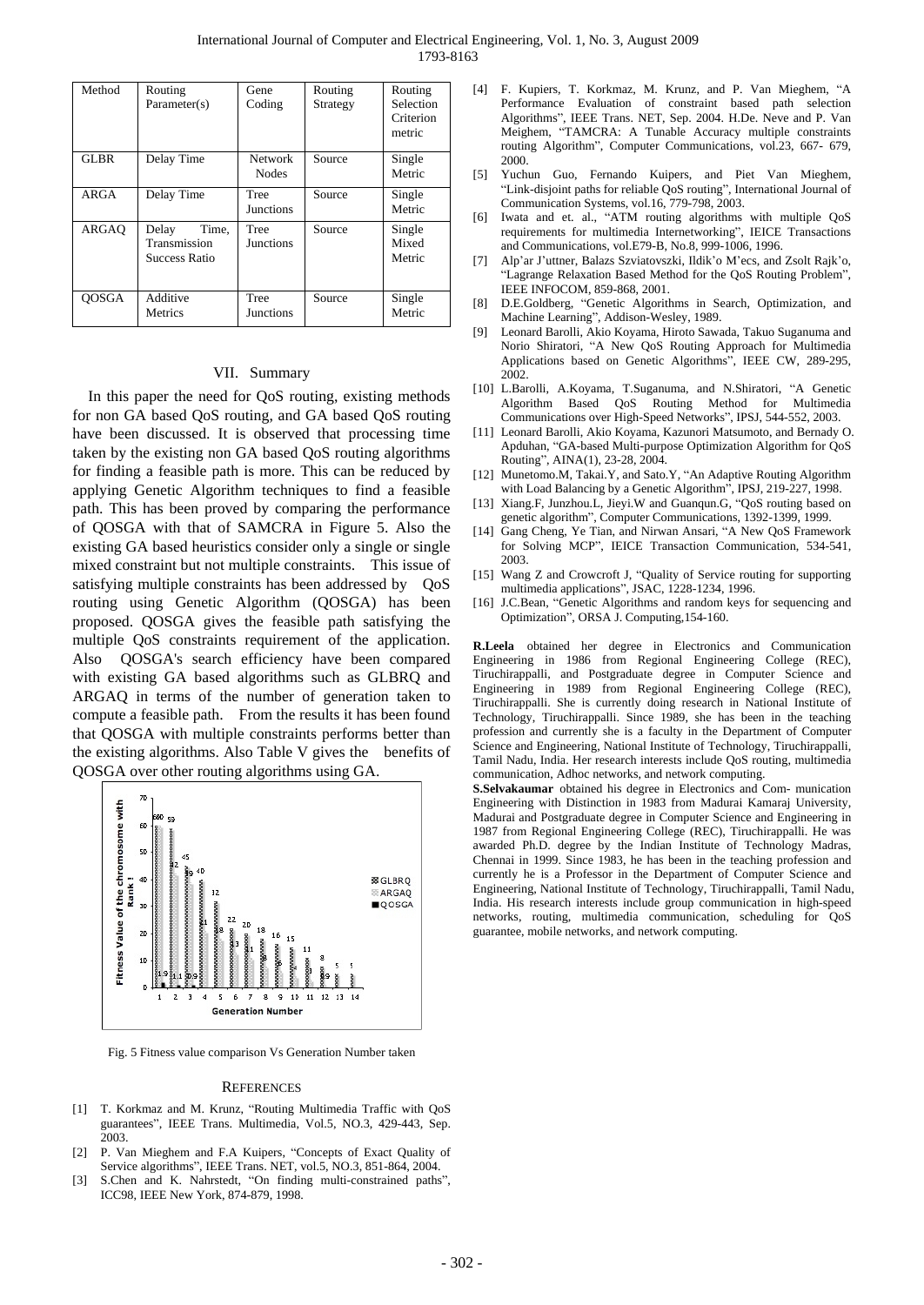| Method | Routing Parameter(s) | Gene Coding | Routing Strategy | Routing Selection Criterion metric |
|---|---|---|---|---|
| GLBR | Delay Time | Network Nodes | Source | Single Metric |
| ARGA | Delay Time | Tree Junctions | Source | Single Metric |
| ARGAQ | Delay Time, Transmission Success Ratio | Tree Junctions | Source | Single Mixed Metric |
| QOSGA | Additive Metrics | Tree Junctions | Source | Single Metric |

## VII. Summary

In this paper the need for QoS routing, existing methods for non GA based QoS routing, and GA based QoS routing have been discussed. It is observed that processing time taken by the existing non GA based QoS routing algorithms for finding a feasible path is more. This can be reduced by applying Genetic Algorithm techniques to find a feasible path. This has been proved by comparing the performance of QOSGA with that of SAMCRA in Figure 5. Also the existing GA based heuristics consider only a single or single mixed constraint but not multiple constraints. This issue of satisfying multiple constraints has been addressed by QoS routing using Genetic Algorithm (QOSGA) has been proposed. QOSGA gives the feasible path satisfying the multiple QoS constraints requirement of the application. Also QOSGA's search efficiency have been compared with existing GA based algorithms such as GLBRQ and ARGAQ in terms of the number of generation taken to compute a feasible path. From the results it has been found that QOSGA with multiple constraints performs better than the existing algorithms. Also Table V gives the benefits of QOSGA over other routing algorithms using GA.

Fitness Value of the chromosome with Rank I

Generation Number

GLBRQ
ARGAQ
QOSGA

70 60 50 40 30 20 10 0

1 2 3 4 5 6 7 8 9 10 11 12 13 14

60 60 59 45 42 39 40 32 21 18 22 13 20 11 18 16 15 11 8 5 5 1.9 1.1 0.9

Fig. 5 Fitness value comparison Vs Generation Number taken

## References

[1] T. Korkmaz and M. Krunz, "Routing Multimedia Traffic with QoS guarantees", IEEE Trans. Multimedia, Vol.5, NO.3, 429-443, Sep. 2003.

[2] P. Van Mieghem and F.A Kuipers, "Concepts of Exact Quality of Service algorithms", IEEE Trans. NET, vol.5, NO.3, 851-864, 2004.

[3] S.Chen and K. Nahrstedt, "On finding multi-constrained paths", ICC98, IEEE New York, 874-879, 1998.

[4] F. Kupiers, T. Korkmaz, M. Krunz, and P. Van Mieghem, "A Performance Evaluation of constraint based path selection Algorithms", IEEE Trans. NET, Sep. 2004. H.De. Neve and P. Van Meighem, "TAMCRA: A Tunable Accuracy multiple constraints routing Algorithm", Computer Communications, vol.23, 667- 679, 2000.

[5] Yuchun Guo, Fernando Kuipers, and Piet Van Mieghem, "Link-disjoint paths for reliable QoS routing", International Journal of Communication Systems, vol.16, 779-798, 2003.

[6] Iwata and et. al., "ATM routing algorithms with multiple QoS requirements for multimedia Internetworking", IEICE Transactions and Communications, vol.E79-B, No.8, 999-1006, 1996.

[7] Alp'ar J'uttner, Balazs Szviatovszki, Ildik'o M'ecs, and Zsolt Rajk'o, "Lagrange Relaxation Based Method for the QoS Routing Problem", IEEE INFOCOM, 859-868, 2001.

[8] D.E.Goldberg, "Genetic Algorithms in Search, Optimization, and Machine Learning", Addison-Wesley, 1989.

[9] Leonard Barolli, Akio Koyama, Hiroto Sawada, Takuo Suganuma and Norio Shiratori, "A New QoS Routing Approach for Multimedia Applications based on Genetic Algorithms", IEEE CW, 289-295, 2002.

[10] L.Barolli, A.Koyama, T.Suganuma, and N.Shiratori, "A Genetic Algorithm Based QoS Routing Method for Multimedia Communications over High-Speed Networks", IPSJ, 544-552, 2003.

[11] Leonard Barolli, Akio Koyama, Kazunori Matsumoto, and Bernady O. Apduhan, "GA-based Multi-purpose Optimization Algorithm for QoS Routing", AINA(1), 23-28, 2004.

[12] Munetomo.M, Takai.Y, and Sato.Y, "An Adaptive Routing Algorithm with Load Balancing by a Genetic Algorithm", IPSJ, 219-227, 1998.

[13] Xiang.F, Junzhou.L, Jieyi.W and Guanqun.G, "QoS routing based on genetic algorithm", Computer Communications, 1392-1399, 1999.

[14] Gang Cheng, Ye Tian, and Nirwan Ansari, "A New QoS Framework for Solving MCP", IEICE Transaction Communication, 534-541, 2003.

[15] Wang Z and Crowcroft J, "Quality of Service routing for supporting multimedia applications", JSAC, 1228-1234, 1996.

[16] J.C.Bean, "Genetic Algorithms and random keys for sequencing and Optimization", ORSA J. Computing,154-160.

**R.Leela** obtained her degree in Electronics and Communication Engineering in 1986 from Regional Engineering College (REC), Tiruchirappalli, and Postgraduate degree in Computer Science and Engineering in 1989 from Regional Engineering College (REC), Tiruchirappalli. She is currently doing research in National Institute of Technology, Tiruchirappalli. Since 1989, she has been in the teaching profession and currently she is a faculty in the Department of Computer Science and Engineering, National Institute of Technology, Tiruchirappalli, Tamil Nadu, India. Her research interests include QoS routing, multimedia communication, Adhoc networks, and network computing.

**S.Selvakaumar** obtained his degree in Electronics and Com- munication Engineering with Distinction in 1983 from Madurai Kamaraj University, Madurai and Postgraduate degree in Computer Science and Engineering in 1987 from Regional Engineering College (REC), Tiruchirappalli. He was awarded Ph.D. degree by the Indian Institute of Technology Madras, Chennai in 1999. Since 1983, he has been in the teaching profession and currently he is a Professor in the Department of Computer Science and Engineering, National Institute of Technology, Tiruchirappalli, Tamil Nadu, India. His research interests include group communication in high-speed networks, routing, multimedia communication, scheduling for QoS guarantee, mobile networks, and network computing.